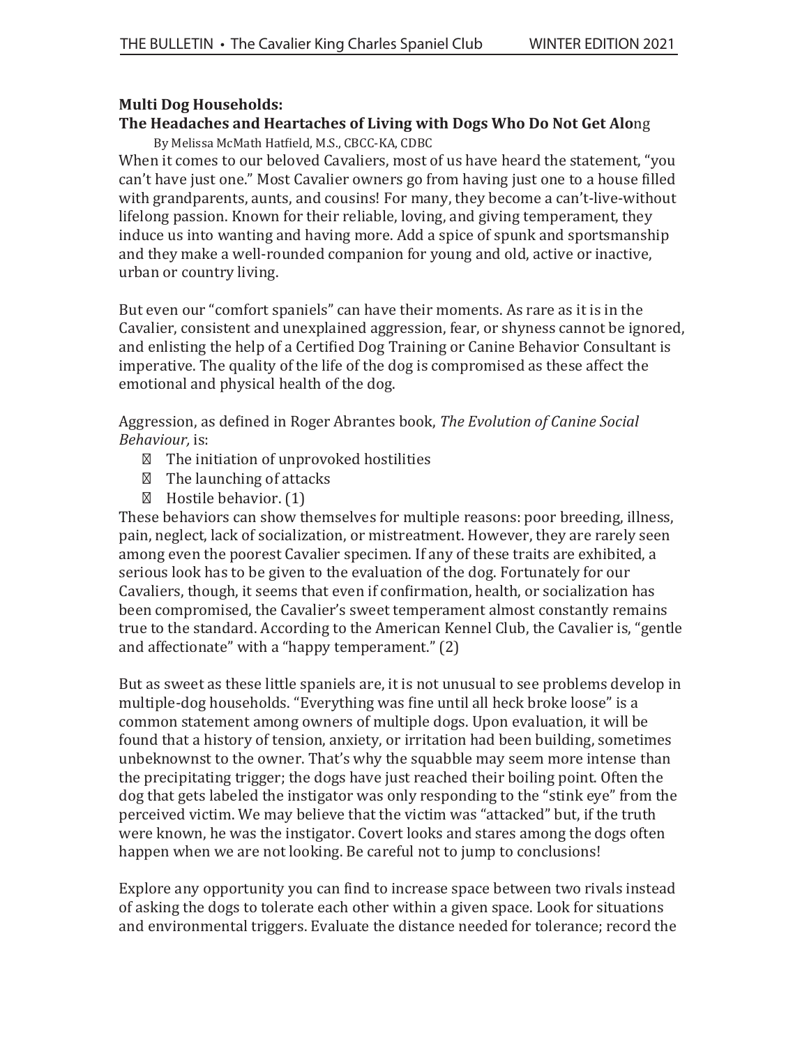**Multi Dog Households:**

**The Headaches and Heartaches of Living with Dogs Who Do Not Get Alo**ng

By Melissa McMath Hatfield, M.S., CBCC-KA, CDBC

When it comes to our beloved Cavaliers, most of us have heard the statement, "you can't have just one." Most Cavalier owners go from having just one to a house filled with grandparents, aunts, and cousins! For many, they become a can't-live-without lifelong passion. Known for their reliable, loving, and giving temperament, they induce us into wanting and having more. Add a spice of spunk and sportsmanship and they make a well-rounded companion for young and old, active or inactive, urban or country living.

But even our "comfort spaniels" can have their moments. As rare as it is in the Cavalier, consistent and unexplained aggression, fear, or shyness cannot be ignored, and enlisting the help of a Certified Dog Training or Canine Behavior Consultant is imperative. The quality of the life of the dog is compromised as these affect the emotional and physical health of the dog.

Aggression, as defined in Roger Abrantes book, *The Evolution of Canine Social Behaviour,* is:

- The initiation of unprovoked hostilities
- The launching of attacks
- Hostile behavior. (1)

These behaviors can show themselves for multiple reasons: poor breeding, illness, pain, neglect, lack of socialization, or mistreatment. However, they are rarely seen among even the poorest Cavalier specimen. If any of these traits are exhibited, a serious look has to be given to the evaluation of the dog. Fortunately for our Cavaliers, though, it seems that even if confirmation, health, or socialization has been compromised, the Cavalier's sweet temperament almost constantly remains true to the standard. According to the American Kennel Club, the Cavalier is, "gentle and affectionate" with a "happy temperament." (2)

But as sweet as these little spaniels are, it is not unusual to see problems develop in multiple-dog households. "Everything was fine until all heck broke loose" is a common statement among owners of multiple dogs. Upon evaluation, it will be found that a history of tension, anxiety, or irritation had been building, sometimes unbeknownst to the owner. That's why the squabble may seem more intense than the precipitating trigger; the dogs have just reached their boiling point. Often the dog that gets labeled the instigator was only responding to the "stink eye" from the perceived victim. We may believe that the victim was "attacked" but, if the truth were known, he was the instigator. Covert looks and stares among the dogs often happen when we are not looking. Be careful not to jump to conclusions!

Explore any opportunity you can find to increase space between two rivals instead of asking the dogs to tolerate each other within a given space. Look for situations and environmental triggers. Evaluate the distance needed for tolerance; record the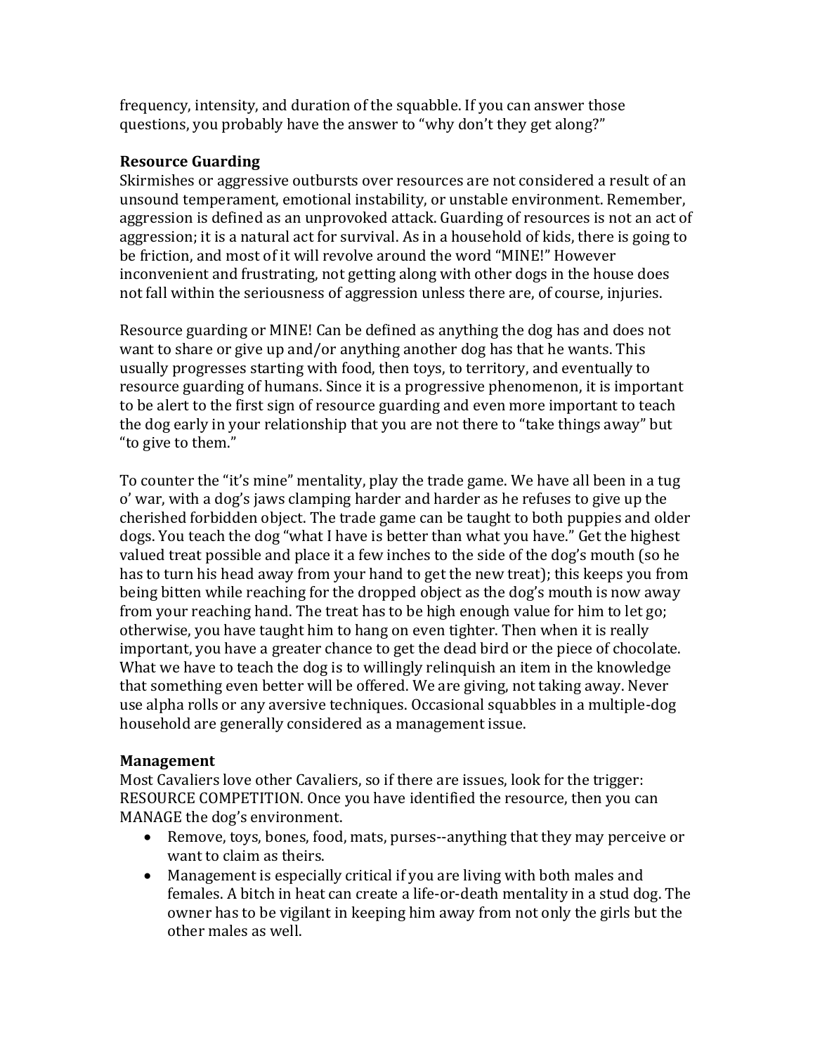frequency, intensity, and duration of the squabble. If you can answer those questions, you probably have the answer to "why don't they get along?"

**Resource Guarding**

Skirmishes or aggressive outbursts over resources are not considered a result of an unsound temperament, emotional instability, or unstable environment. Remember, aggression is defined as an unprovoked attack. Guarding of resources is not an act of aggression; it is a natural act for survival. As in a household of kids, there is going to be friction, and most of it will revolve around the word "MINE!" However inconvenient and frustrating, not getting along with other dogs in the house does not fall within the seriousness of aggression unless there are, of course, injuries.

Resource guarding or MINE! Can be defined as anything the dog has and does not want to share or give up and/or anything another dog has that he wants. This usually progresses starting with food, then toys, to territory, and eventually to resource guarding of humans. Since it is a progressive phenomenon, it is important to be alert to the first sign of resource guarding and even more important to teach the dog early in your relationship that you are not there to "take things away" but "to give to them."

To counter the "it's mine" mentality, play the trade game. We have all been in a tug o' war, with a dog's jaws clamping harder and harder as he refuses to give up the cherished forbidden object. The trade game can be taught to both puppies and older dogs. You teach the dog "what I have is better than what you have." Get the highest valued treat possible and place it a few inches to the side of the dog's mouth (so he has to turn his head away from your hand to get the new treat); this keeps you from being bitten while reaching for the dropped object as the dog's mouth is now away from your reaching hand. The treat has to be high enough value for him to let go; otherwise, you have taught him to hang on even tighter. Then when it is really important, you have a greater chance to get the dead bird or the piece of chocolate. What we have to teach the dog is to willingly relinquish an item in the knowledge that something even better will be offered. We are giving, not taking away. Never use alpha rolls or any aversive techniques. Occasional squabbles in a multiple-dog household are generally considered as a management issue.

**Management**

Most Cavaliers love other Cavaliers, so if there are issues, look for the trigger: RESOURCE COMPETITION. Once you have identified the resource, then you can MANAGE the dog's environment.

- Remove, toys, bones, food, mats, purses--anything that they may perceive or want to claim as theirs.
- Management is especially critical if you are living with both males and females. A bitch in heat can create a life-or-death mentality in a stud dog. The owner has to be vigilant in keeping him away from not only the girls but the other males as well.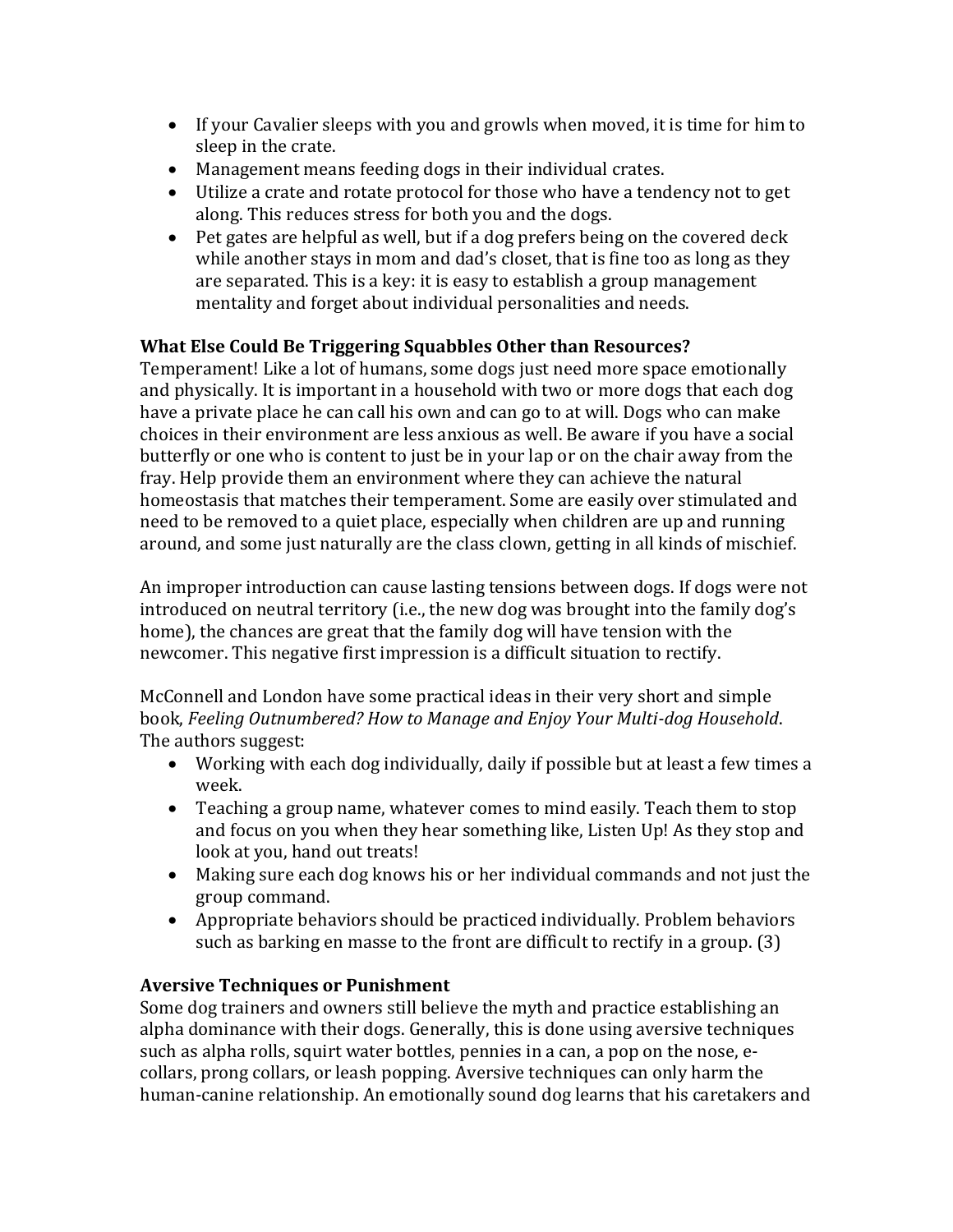- If your Cavalier sleeps with you and growls when moved, it is time for him to sleep in the crate.
- Management means feeding dogs in their individual crates.
- Utilize a crate and rotate protocol for those who have a tendency not to get along. This reduces stress for both you and the dogs.
- Pet gates are helpful as well, but if a dog prefers being on the covered deck while another stays in mom and dad's closet, that is fine too as long as they are separated. This is a key: it is easy to establish a group management mentality and forget about individual personalities and needs.

**What Else Could Be Triggering Squabbles Other than Resources?**

Temperament! Like a lot of humans, some dogs just need more space emotionally and physically. It is important in a household with two or more dogs that each dog have a private place he can call his own and can go to at will. Dogs who can make choices in their environment are less anxious as well. Be aware if you have a social butterfly or one who is content to just be in your lap or on the chair away from the fray. Help provide them an environment where they can achieve the natural homeostasis that matches their temperament. Some are easily over stimulated and need to be removed to a quiet place, especially when children are up and running around, and some just naturally are the class clown, getting in all kinds of mischief.

An improper introduction can cause lasting tensions between dogs. If dogs were not introduced on neutral territory (i.e., the new dog was brought into the family dog's home), the chances are great that the family dog will have tension with the newcomer. This negative first impression is a difficult situation to rectify.

McConnell and London have some practical ideas in their very short and simple book, *Feeling Outnumbered? How to Manage and Enjoy Your Multi-dog Household*. The authors suggest:

- Working with each dog individually, daily if possible but at least a few times a week.
- Teaching a group name, whatever comes to mind easily. Teach them to stop and focus on you when they hear something like, Listen Up! As they stop and look at you, hand out treats!
- Making sure each dog knows his or her individual commands and not just the group command.
- Appropriate behaviors should be practiced individually. Problem behaviors such as barking en masse to the front are difficult to rectify in a group. (3)

**Aversive Techniques or Punishment**

Some dog trainers and owners still believe the myth and practice establishing an alpha dominance with their dogs. Generally, this is done using aversive techniques such as alpha rolls, squirt water bottles, pennies in a can, a pop on the nose, e-collars, prong collars, or leash popping. Aversive techniques can only harm the human-canine relationship. An emotionally sound dog learns that his caretakers and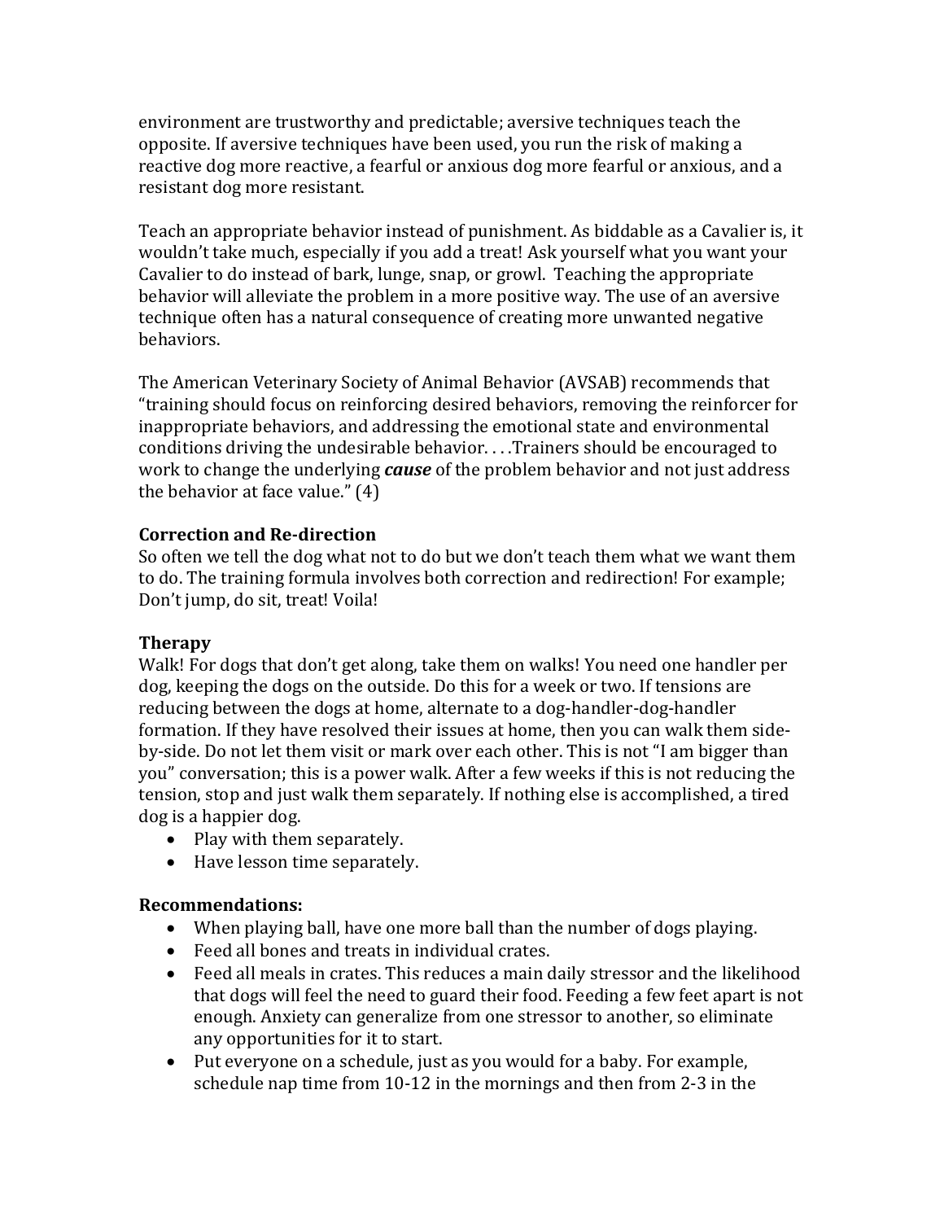environment are trustworthy and predictable; aversive techniques teach the opposite. If aversive techniques have been used, you run the risk of making a reactive dog more reactive, a fearful or anxious dog more fearful or anxious, and a resistant dog more resistant.

Teach an appropriate behavior instead of punishment. As biddable as a Cavalier is, it wouldn't take much, especially if you add a treat! Ask yourself what you want your Cavalier to do instead of bark, lunge, snap, or growl. Teaching the appropriate behavior will alleviate the problem in a more positive way. The use of an aversive technique often has a natural consequence of creating more unwanted negative behaviors.

The American Veterinary Society of Animal Behavior (AVSAB) recommends that "training should focus on reinforcing desired behaviors, removing the reinforcer for inappropriate behaviors, and addressing the emotional state and environmental conditions driving the undesirable behavior. . . .Trainers should be encouraged to work to change the underlying ***cause*** of the problem behavior and not just address the behavior at face value." (4)

**Correction and Re-direction**

So often we tell the dog what not to do but we don't teach them what we want them to do. The training formula involves both correction and redirection! For example; Don't jump, do sit, treat! Voila!

**Therapy**

Walk! For dogs that don't get along, take them on walks! You need one handler per dog, keeping the dogs on the outside. Do this for a week or two. If tensions are reducing between the dogs at home, alternate to a dog-handler-dog-handler formation. If they have resolved their issues at home, then you can walk them side-by-side. Do not let them visit or mark over each other. This is not "I am bigger than you" conversation; this is a power walk. After a few weeks if this is not reducing the tension, stop and just walk them separately. If nothing else is accomplished, a tired dog is a happier dog.

- Play with them separately.
- Have lesson time separately.

**Recommendations:**

- When playing ball, have one more ball than the number of dogs playing.
- Feed all bones and treats in individual crates.
- Feed all meals in crates. This reduces a main daily stressor and the likelihood that dogs will feel the need to guard their food. Feeding a few feet apart is not enough. Anxiety can generalize from one stressor to another, so eliminate any opportunities for it to start.
- Put everyone on a schedule, just as you would for a baby. For example, schedule nap time from 10-12 in the mornings and then from 2-3 in the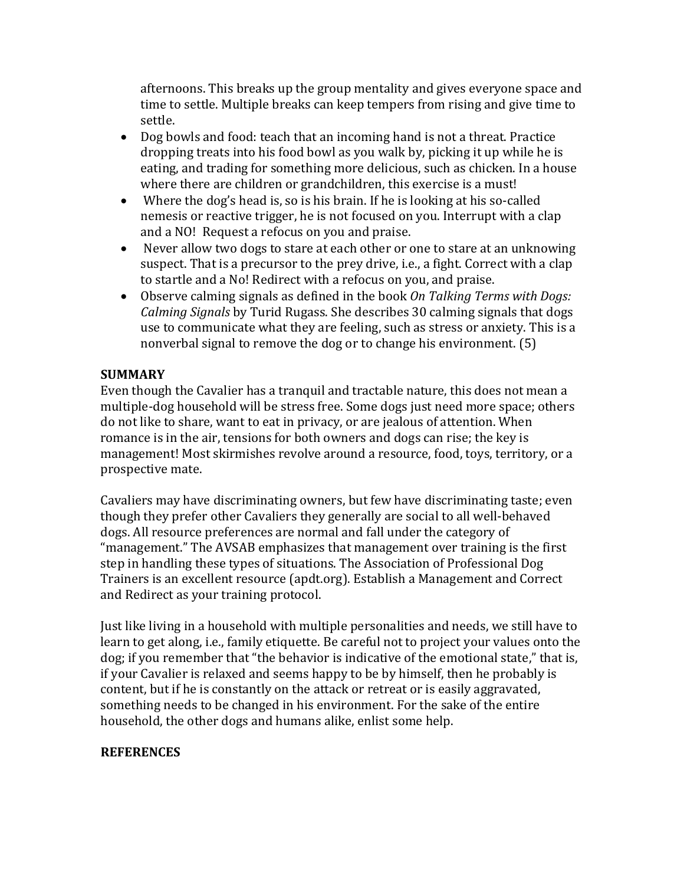afternoons. This breaks up the group mentality and gives everyone space and time to settle. Multiple breaks can keep tempers from rising and give time to settle.

- Dog bowls and food: teach that an incoming hand is not a threat. Practice dropping treats into his food bowl as you walk by, picking it up while he is eating, and trading for something more delicious, such as chicken. In a house where there are children or grandchildren, this exercise is a must!
- Where the dog's head is, so is his brain. If he is looking at his so-called nemesis or reactive trigger, he is not focused on you. Interrupt with a clap and a NO! Request a refocus on you and praise.
- Never allow two dogs to stare at each other or one to stare at an unknowing suspect. That is a precursor to the prey drive, i.e., a fight. Correct with a clap to startle and a No! Redirect with a refocus on you, and praise.
- Observe calming signals as defined in the book *On Talking Terms with Dogs: Calming Signals* by Turid Rugass. She describes 30 calming signals that dogs use to communicate what they are feeling, such as stress or anxiety. This is a nonverbal signal to remove the dog or to change his environment. (5)

**SUMMARY**

Even though the Cavalier has a tranquil and tractable nature, this does not mean a multiple-dog household will be stress free. Some dogs just need more space; others do not like to share, want to eat in privacy, or are jealous of attention. When romance is in the air, tensions for both owners and dogs can rise; the key is management! Most skirmishes revolve around a resource, food, toys, territory, or a prospective mate.

Cavaliers may have discriminating owners, but few have discriminating taste; even though they prefer other Cavaliers they generally are social to all well-behaved dogs. All resource preferences are normal and fall under the category of "management." The AVSAB emphasizes that management over training is the first step in handling these types of situations. The Association of Professional Dog Trainers is an excellent resource (apdt.org). Establish a Management and Correct and Redirect as your training protocol.

Just like living in a household with multiple personalities and needs, we still have to learn to get along, i.e., family etiquette. Be careful not to project your values onto the dog; if you remember that "the behavior is indicative of the emotional state," that is, if your Cavalier is relaxed and seems happy to be by himself, then he probably is content, but if he is constantly on the attack or retreat or is easily aggravated, something needs to be changed in his environment. For the sake of the entire household, the other dogs and humans alike, enlist some help.

**REFERENCES**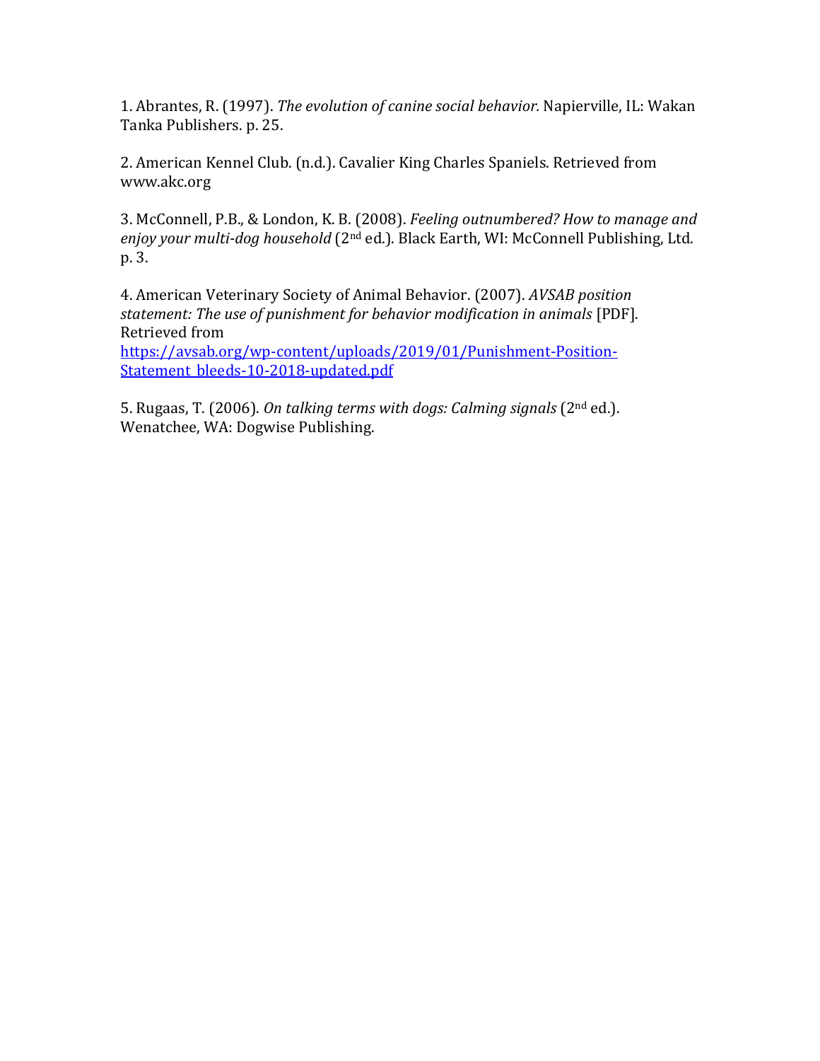1. Abrantes, R. (1997). *The evolution of canine social behavior.* Napierville, IL: Wakan Tanka Publishers. p. 25.

2. American Kennel Club. (n.d.). Cavalier King Charles Spaniels. Retrieved from www.akc.org

3. McConnell, P.B., & London, K. B. (2008). *Feeling outnumbered? How to manage and enjoy your multi-dog household* (2nd ed.). Black Earth, WI: McConnell Publishing, Ltd. p. 3.

4. American Veterinary Society of Animal Behavior. (2007). *AVSAB position statement: The use of punishment for behavior modification in animals* [PDF]. Retrieved from https://avsab.org/wp-content/uploads/2019/01/Punishment-Position-Statement_bleeds-10-2018-updated.pdf

5. Rugaas, T. (2006). *On talking terms with dogs: Calming signals* (2nd ed.). Wenatchee, WA: Dogwise Publishing.